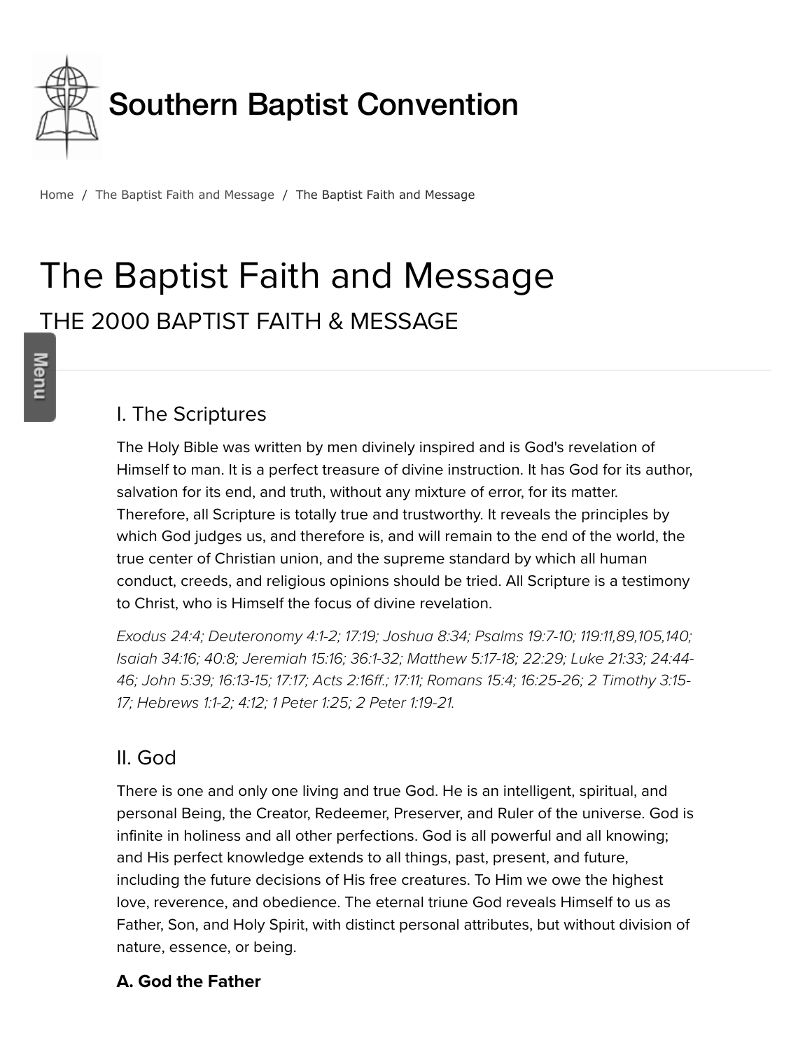Southern Baptist Convention

Home / The Baptist Faith and Message / The Baptist Faith and Message

# The Baptist Faith and Message

## THE 2000 BAPTIST FAITH & MESSAGE

### I. The Scriptures

The Holy Bible was written by men divinely inspired and is God's revelation of Himself to man. It is a perfect treasure of divine instruction. It has God for its author, salvation for its end, and truth, without any mixture of error, for its matter. Therefore, all Scripture is totally true and trustworthy. It reveals the principles by which God judges us, and therefore is, and will remain to the end of the world, the true center of Christian union, and the supreme standard by which all human conduct, creeds, and religious opinions should be tried. All Scripture is a testimony to Christ, who is Himself the focus of divine revelation.

*Exodus 24:4; Deuteronomy 4:1-2; 17:19; Joshua 8:34; Psalms 19:7-10; 119:11,89,105,140; Isaiah 34:16; 40:8; Jeremiah 15:16; 36:1-32; Matthew 5:17-18; 22:29; Luke 21:33; 24:44-46; John 5:39; 16:13-15; 17:17; Acts 2:16ff.; 17:11; Romans 15:4; 16:25-26; 2 Timothy 3:15-17; Hebrews 1:1-2; 4:12; 1 Peter 1:25; 2 Peter 1:19-21.*

### II. God

There is one and only one living and true God. He is an intelligent, spiritual, and personal Being, the Creator, Redeemer, Preserver, and Ruler of the universe. God is infinite in holiness and all other perfections. God is all powerful and all knowing; and His perfect knowledge extends to all things, past, present, and future, including the future decisions of His free creatures. To Him we owe the highest love, reverence, and obedience. The eternal triune God reveals Himself to us as Father, Son, and Holy Spirit, with distinct personal attributes, but without division of nature, essence, or being.

**A. God the Father**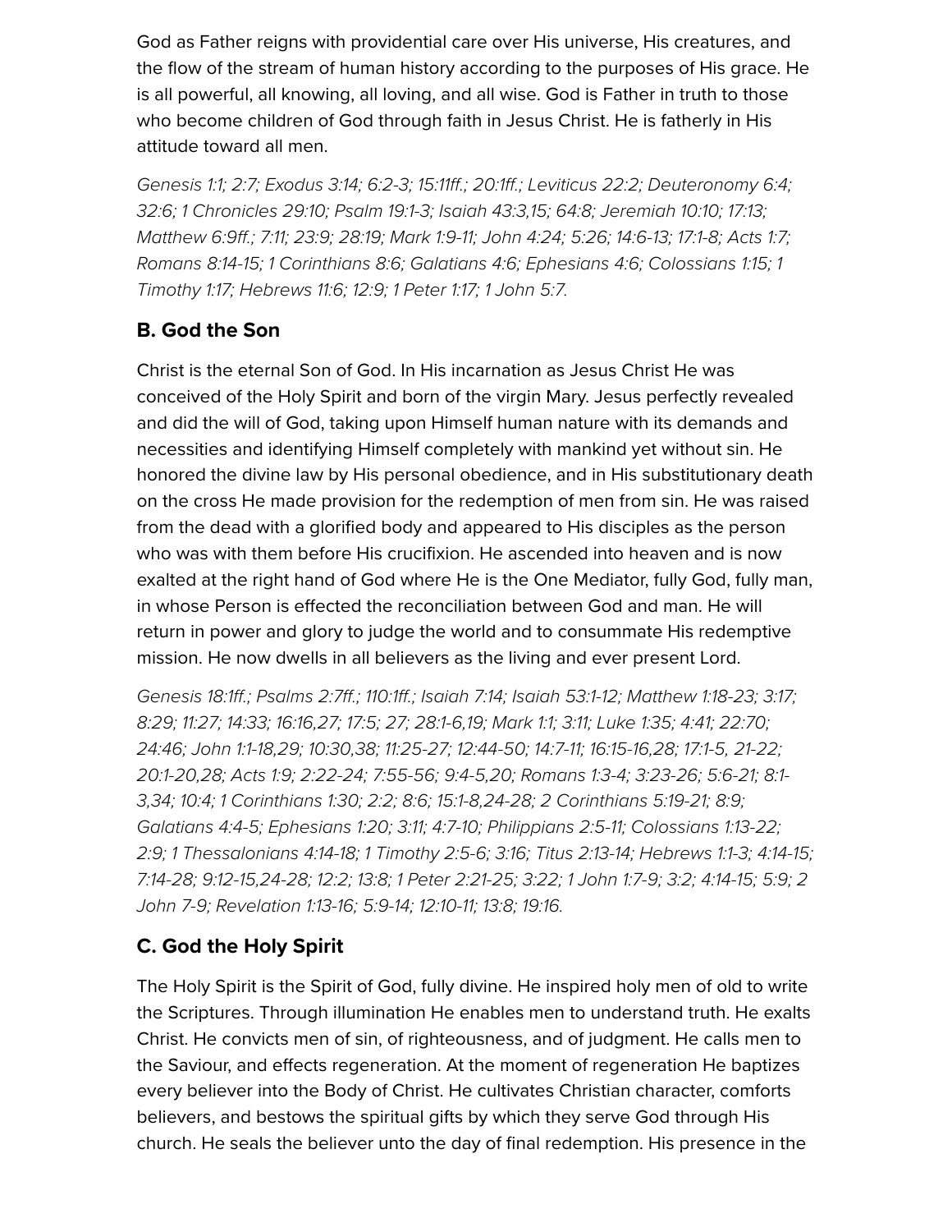God as Father reigns with providential care over His universe, His creatures, and the flow of the stream of human history according to the purposes of His grace. He is all powerful, all knowing, all loving, and all wise. God is Father in truth to those who become children of God through faith in Jesus Christ. He is fatherly in His attitude toward all men.

*Genesis 1:1; 2:7; Exodus 3:14; 6:2-3; 15:11ff.; 20:1ff.; Leviticus 22:2; Deuteronomy 6:4; 32:6; 1 Chronicles 29:10; Psalm 19:1-3; Isaiah 43:3,15; 64:8; Jeremiah 10:10; 17:13; Matthew 6:9ff.; 7:11; 23:9; 28:19; Mark 1:9-11; John 4:24; 5:26; 14:6-13; 17:1-8; Acts 1:7; Romans 8:14-15; 1 Corinthians 8:6; Galatians 4:6; Ephesians 4:6; Colossians 1:15; 1 Timothy 1:17; Hebrews 11:6; 12:9; 1 Peter 1:17; 1 John 5:7.*

### B. God the Son

Christ is the eternal Son of God. In His incarnation as Jesus Christ He was conceived of the Holy Spirit and born of the virgin Mary. Jesus perfectly revealed and did the will of God, taking upon Himself human nature with its demands and necessities and identifying Himself completely with mankind yet without sin. He honored the divine law by His personal obedience, and in His substitutionary death on the cross He made provision for the redemption of men from sin. He was raised from the dead with a glorified body and appeared to His disciples as the person who was with them before His crucifixion. He ascended into heaven and is now exalted at the right hand of God where He is the One Mediator, fully God, fully man, in whose Person is effected the reconciliation between God and man. He will return in power and glory to judge the world and to consummate His redemptive mission. He now dwells in all believers as the living and ever present Lord.

*Genesis 18:1ff.; Psalms 2:7ff.; 110:1ff.; Isaiah 7:14; Isaiah 53:1-12; Matthew 1:18-23; 3:17; 8:29; 11:27; 14:33; 16:16,27; 17:5; 27; 28:1-6,19; Mark 1:1; 3:11; Luke 1:35; 4:41; 22:70; 24:46; John 1:1-18,29; 10:30,38; 11:25-27; 12:44-50; 14:7-11; 16:15-16,28; 17:1-5, 21-22; 20:1-20,28; Acts 1:9; 2:22-24; 7:55-56; 9:4-5,20; Romans 1:3-4; 3:23-26; 5:6-21; 8:1-3,34; 10:4; 1 Corinthians 1:30; 2:2; 8:6; 15:1-8,24-28; 2 Corinthians 5:19-21; 8:9; Galatians 4:4-5; Ephesians 1:20; 3:11; 4:7-10; Philippians 2:5-11; Colossians 1:13-22; 2:9; 1 Thessalonians 4:14-18; 1 Timothy 2:5-6; 3:16; Titus 2:13-14; Hebrews 1:1-3; 4:14-15; 7:14-28; 9:12-15,24-28; 12:2; 13:8; 1 Peter 2:21-25; 3:22; 1 John 1:7-9; 3:2; 4:14-15; 5:9; 2 John 7-9; Revelation 1:13-16; 5:9-14; 12:10-11; 13:8; 19:16.*

### C. God the Holy Spirit

The Holy Spirit is the Spirit of God, fully divine. He inspired holy men of old to write the Scriptures. Through illumination He enables men to understand truth. He exalts Christ. He convicts men of sin, of righteousness, and of judgment. He calls men to the Saviour, and effects regeneration. At the moment of regeneration He baptizes every believer into the Body of Christ. He cultivates Christian character, comforts believers, and bestows the spiritual gifts by which they serve God through His church. He seals the believer unto the day of final redemption. His presence in the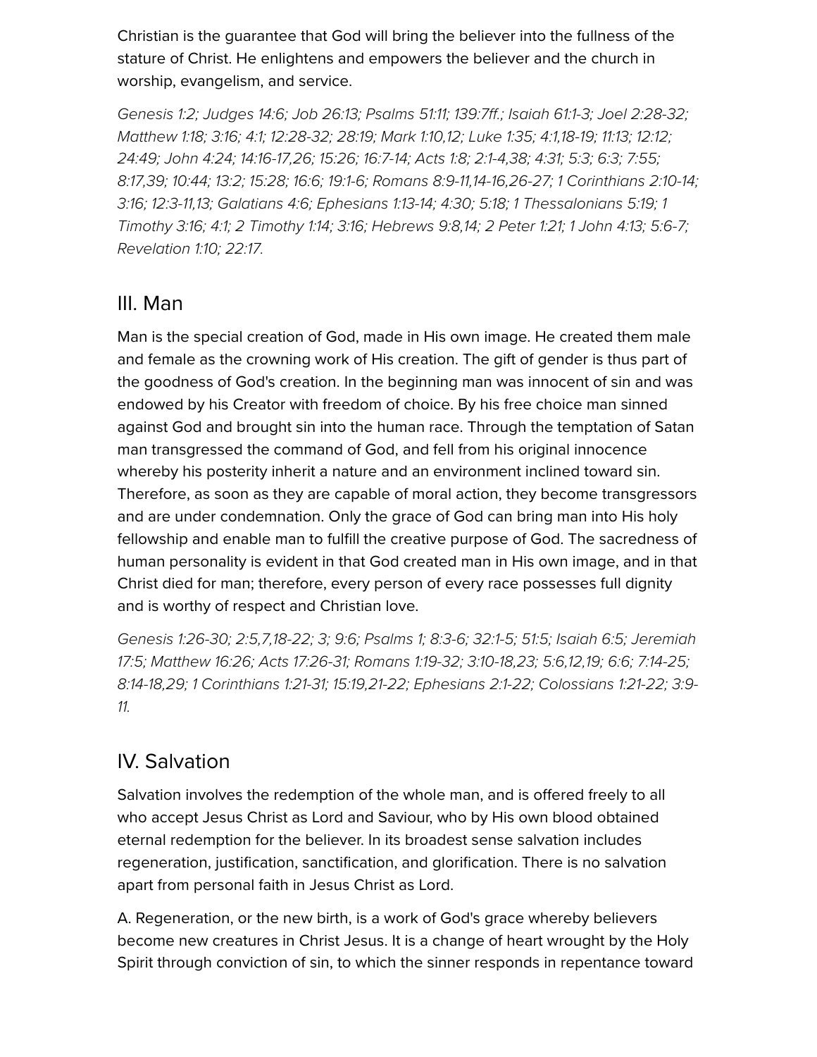Christian is the guarantee that God will bring the believer into the fullness of the stature of Christ. He enlightens and empowers the believer and the church in worship, evangelism, and service.

*Genesis 1:2; Judges 14:6; Job 26:13; Psalms 51:11; 139:7ff.; Isaiah 61:1-3; Joel 2:28-32; Matthew 1:18; 3:16; 4:1; 12:28-32; 28:19; Mark 1:10,12; Luke 1:35; 4:1,18-19; 11:13; 12:12; 24:49; John 4:24; 14:16-17,26; 15:26; 16:7-14; Acts 1:8; 2:1-4,38; 4:31; 5:3; 6:3; 7:55; 8:17,39; 10:44; 13:2; 15:28; 16:6; 19:1-6; Romans 8:9-11,14-16,26-27; 1 Corinthians 2:10-14; 3:16; 12:3-11,13; Galatians 4:6; Ephesians 1:13-14; 4:30; 5:18; 1 Thessalonians 5:19; 1 Timothy 3:16; 4:1; 2 Timothy 1:14; 3:16; Hebrews 9:8,14; 2 Peter 1:21; 1 John 4:13; 5:6-7; Revelation 1:10; 22:17.*

## III. Man

Man is the special creation of God, made in His own image. He created them male and female as the crowning work of His creation. The gift of gender is thus part of the goodness of God's creation. In the beginning man was innocent of sin and was endowed by his Creator with freedom of choice. By his free choice man sinned against God and brought sin into the human race. Through the temptation of Satan man transgressed the command of God, and fell from his original innocence whereby his posterity inherit a nature and an environment inclined toward sin. Therefore, as soon as they are capable of moral action, they become transgressors and are under condemnation. Only the grace of God can bring man into His holy fellowship and enable man to fulfill the creative purpose of God. The sacredness of human personality is evident in that God created man in His own image, and in that Christ died for man; therefore, every person of every race possesses full dignity and is worthy of respect and Christian love.

*Genesis 1:26-30; 2:5,7,18-22; 3; 9:6; Psalms 1; 8:3-6; 32:1-5; 51:5; Isaiah 6:5; Jeremiah 17:5; Matthew 16:26; Acts 17:26-31; Romans 1:19-32; 3:10-18,23; 5:6,12,19; 6:6; 7:14-25; 8:14-18,29; 1 Corinthians 1:21-31; 15:19,21-22; Ephesians 2:1-22; Colossians 1:21-22; 3:9-11.*

## IV. Salvation

Salvation involves the redemption of the whole man, and is offered freely to all who accept Jesus Christ as Lord and Saviour, who by His own blood obtained eternal redemption for the believer. In its broadest sense salvation includes regeneration, justification, sanctification, and glorification. There is no salvation apart from personal faith in Jesus Christ as Lord.

A. Regeneration, or the new birth, is a work of God's grace whereby believers become new creatures in Christ Jesus. It is a change of heart wrought by the Holy Spirit through conviction of sin, to which the sinner responds in repentance toward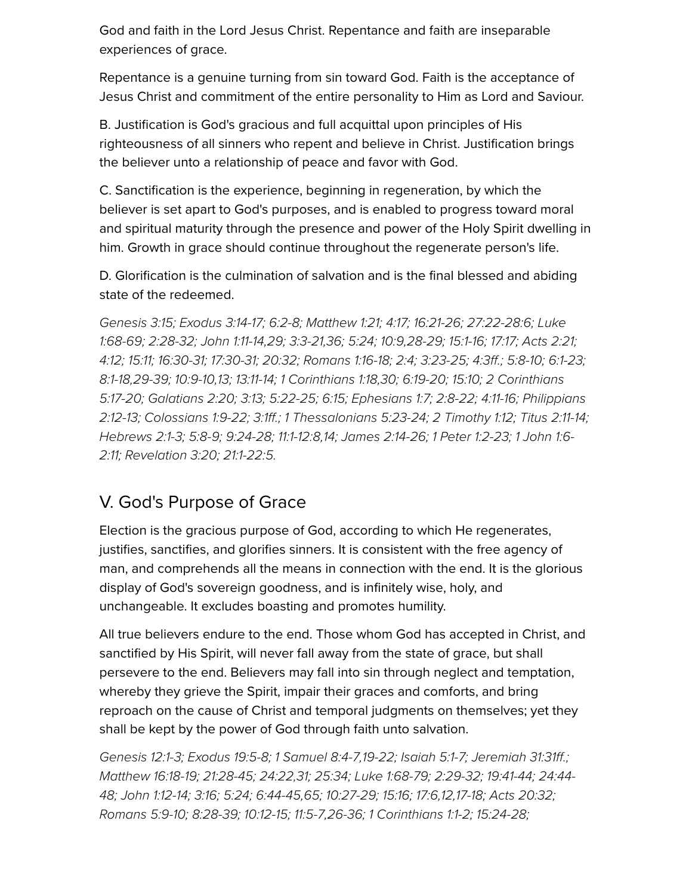God and faith in the Lord Jesus Christ. Repentance and faith are inseparable experiences of grace.

Repentance is a genuine turning from sin toward God. Faith is the acceptance of Jesus Christ and commitment of the entire personality to Him as Lord and Saviour.

B. Justification is God's gracious and full acquittal upon principles of His righteousness of all sinners who repent and believe in Christ. Justification brings the believer unto a relationship of peace and favor with God.

C. Sanctification is the experience, beginning in regeneration, by which the believer is set apart to God's purposes, and is enabled to progress toward moral and spiritual maturity through the presence and power of the Holy Spirit dwelling in him. Growth in grace should continue throughout the regenerate person's life.

D. Glorification is the culmination of salvation and is the final blessed and abiding state of the redeemed.

*Genesis 3:15; Exodus 3:14-17; 6:2-8; Matthew 1:21; 4:17; 16:21-26; 27:22-28:6; Luke 1:68-69; 2:28-32; John 1:11-14,29; 3:3-21,36; 5:24; 10:9,28-29; 15:1-16; 17:17; Acts 2:21; 4:12; 15:11; 16:30-31; 17:30-31; 20:32; Romans 1:16-18; 2:4; 3:23-25; 4:3ff.; 5:8-10; 6:1-23; 8:1-18,29-39; 10:9-10,13; 13:11-14; 1 Corinthians 1:18,30; 6:19-20; 15:10; 2 Corinthians 5:17-20; Galatians 2:20; 3:13; 5:22-25; 6:15; Ephesians 1:7; 2:8-22; 4:11-16; Philippians 2:12-13; Colossians 1:9-22; 3:1ff.; 1 Thessalonians 5:23-24; 2 Timothy 1:12; Titus 2:11-14; Hebrews 2:1-3; 5:8-9; 9:24-28; 11:1-12:8,14; James 2:14-26; 1 Peter 1:2-23; 1 John 1:6-2:11; Revelation 3:20; 21:1-22:5.*

## V. God's Purpose of Grace

Election is the gracious purpose of God, according to which He regenerates, justifies, sanctifies, and glorifies sinners. It is consistent with the free agency of man, and comprehends all the means in connection with the end. It is the glorious display of God's sovereign goodness, and is infinitely wise, holy, and unchangeable. It excludes boasting and promotes humility.

All true believers endure to the end. Those whom God has accepted in Christ, and sanctified by His Spirit, will never fall away from the state of grace, but shall persevere to the end. Believers may fall into sin through neglect and temptation, whereby they grieve the Spirit, impair their graces and comforts, and bring reproach on the cause of Christ and temporal judgments on themselves; yet they shall be kept by the power of God through faith unto salvation.

*Genesis 12:1-3; Exodus 19:5-8; 1 Samuel 8:4-7,19-22; Isaiah 5:1-7; Jeremiah 31:31ff.; Matthew 16:18-19; 21:28-45; 24:22,31; 25:34; Luke 1:68-79; 2:29-32; 19:41-44; 24:44-48; John 1:12-14; 3:16; 5:24; 6:44-45,65; 10:27-29; 15:16; 17:6,12,17-18; Acts 20:32; Romans 5:9-10; 8:28-39; 10:12-15; 11:5-7,26-36; 1 Corinthians 1:1-2; 15:24-28;*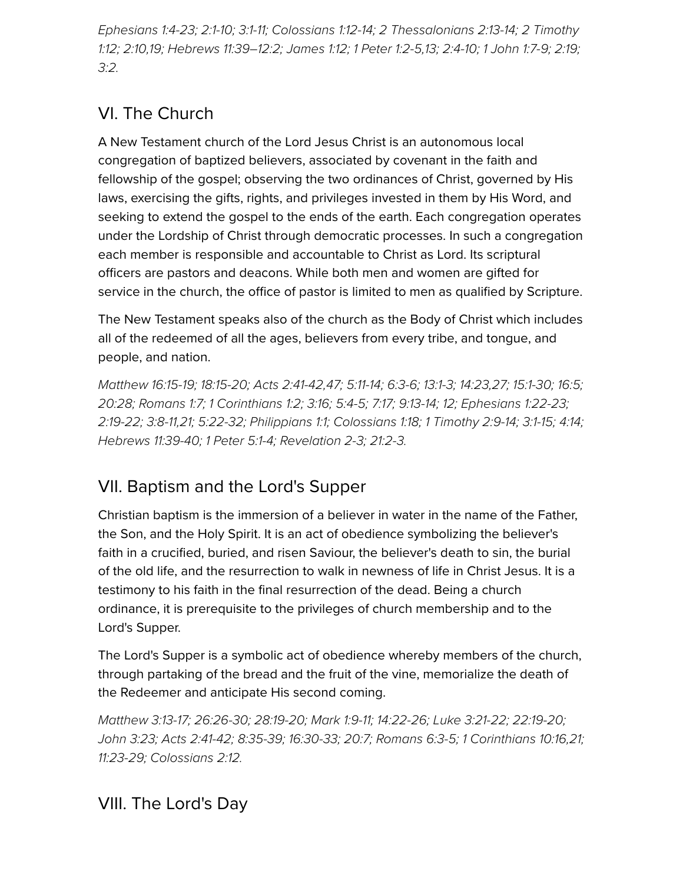*Ephesians 1:4-23; 2:1-10; 3:1-11; Colossians 1:12-14; 2 Thessalonians 2:13-14; 2 Timothy 1:12; 2:10,19; Hebrews 11:39–12:2; James 1:12; 1 Peter 1:2-5,13; 2:4-10; 1 John 1:7-9; 2:19; 3:2.*

## VI. The Church

A New Testament church of the Lord Jesus Christ is an autonomous local congregation of baptized believers, associated by covenant in the faith and fellowship of the gospel; observing the two ordinances of Christ, governed by His laws, exercising the gifts, rights, and privileges invested in them by His Word, and seeking to extend the gospel to the ends of the earth. Each congregation operates under the Lordship of Christ through democratic processes. In such a congregation each member is responsible and accountable to Christ as Lord. Its scriptural officers are pastors and deacons. While both men and women are gifted for service in the church, the office of pastor is limited to men as qualified by Scripture.

The New Testament speaks also of the church as the Body of Christ which includes all of the redeemed of all the ages, believers from every tribe, and tongue, and people, and nation.

*Matthew 16:15-19; 18:15-20; Acts 2:41-42,47; 5:11-14; 6:3-6; 13:1-3; 14:23,27; 15:1-30; 16:5; 20:28; Romans 1:7; 1 Corinthians 1:2; 3:16; 5:4-5; 7:17; 9:13-14; 12; Ephesians 1:22-23; 2:19-22; 3:8-11,21; 5:22-32; Philippians 1:1; Colossians 1:18; 1 Timothy 2:9-14; 3:1-15; 4:14; Hebrews 11:39-40; 1 Peter 5:1-4; Revelation 2-3; 21:2-3.*

## VII. Baptism and the Lord's Supper

Christian baptism is the immersion of a believer in water in the name of the Father, the Son, and the Holy Spirit. It is an act of obedience symbolizing the believer's faith in a crucified, buried, and risen Saviour, the believer's death to sin, the burial of the old life, and the resurrection to walk in newness of life in Christ Jesus. It is a testimony to his faith in the final resurrection of the dead. Being a church ordinance, it is prerequisite to the privileges of church membership and to the Lord's Supper.

The Lord's Supper is a symbolic act of obedience whereby members of the church, through partaking of the bread and the fruit of the vine, memorialize the death of the Redeemer and anticipate His second coming.

*Matthew 3:13-17; 26:26-30; 28:19-20; Mark 1:9-11; 14:22-26; Luke 3:21-22; 22:19-20; John 3:23; Acts 2:41-42; 8:35-39; 16:30-33; 20:7; Romans 6:3-5; 1 Corinthians 10:16,21; 11:23-29; Colossians 2:12.*

## VIII. The Lord's Day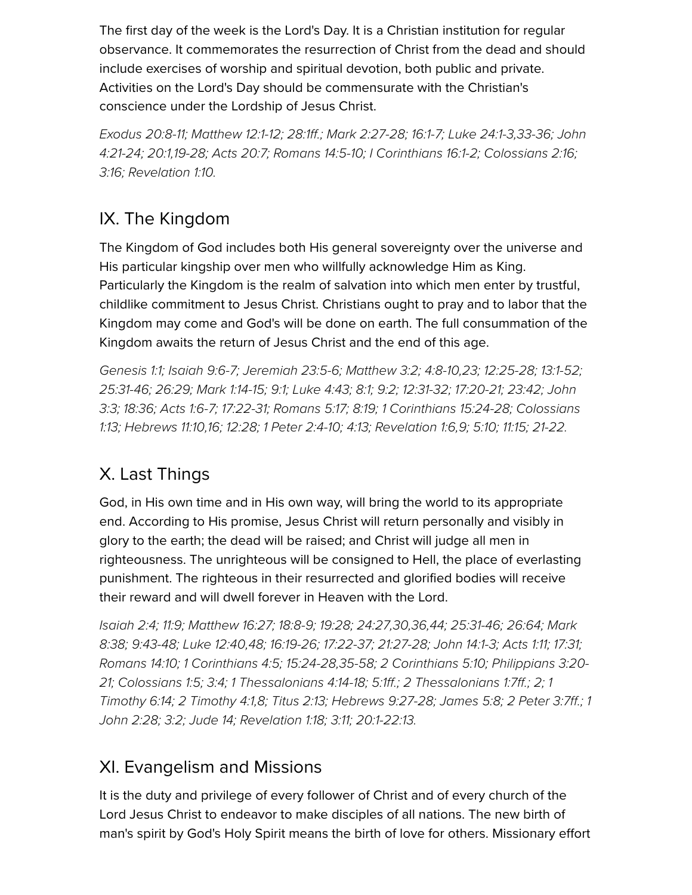The first day of the week is the Lord's Day. It is a Christian institution for regular observance. It commemorates the resurrection of Christ from the dead and should include exercises of worship and spiritual devotion, both public and private. Activities on the Lord's Day should be commensurate with the Christian's conscience under the Lordship of Jesus Christ.

*Exodus 20:8-11; Matthew 12:1-12; 28:1ff.; Mark 2:27-28; 16:1-7; Luke 24:1-3,33-36; John 4:21-24; 20:1,19-28; Acts 20:7; Romans 14:5-10; I Corinthians 16:1-2; Colossians 2:16; 3:16; Revelation 1:10.*

## IX. The Kingdom

The Kingdom of God includes both His general sovereignty over the universe and His particular kingship over men who willfully acknowledge Him as King. Particularly the Kingdom is the realm of salvation into which men enter by trustful, childlike commitment to Jesus Christ. Christians ought to pray and to labor that the Kingdom may come and God's will be done on earth. The full consummation of the Kingdom awaits the return of Jesus Christ and the end of this age.

*Genesis 1:1; Isaiah 9:6-7; Jeremiah 23:5-6; Matthew 3:2; 4:8-10,23; 12:25-28; 13:1-52; 25:31-46; 26:29; Mark 1:14-15; 9:1; Luke 4:43; 8:1; 9:2; 12:31-32; 17:20-21; 23:42; John 3:3; 18:36; Acts 1:6-7; 17:22-31; Romans 5:17; 8:19; 1 Corinthians 15:24-28; Colossians 1:13; Hebrews 11:10,16; 12:28; 1 Peter 2:4-10; 4:13; Revelation 1:6,9; 5:10; 11:15; 21-22.*

## X. Last Things

God, in His own time and in His own way, will bring the world to its appropriate end. According to His promise, Jesus Christ will return personally and visibly in glory to the earth; the dead will be raised; and Christ will judge all men in righteousness. The unrighteous will be consigned to Hell, the place of everlasting punishment. The righteous in their resurrected and glorified bodies will receive their reward and will dwell forever in Heaven with the Lord.

*Isaiah 2:4; 11:9; Matthew 16:27; 18:8-9; 19:28; 24:27,30,36,44; 25:31-46; 26:64; Mark 8:38; 9:43-48; Luke 12:40,48; 16:19-26; 17:22-37; 21:27-28; John 14:1-3; Acts 1:11; 17:31; Romans 14:10; 1 Corinthians 4:5; 15:24-28,35-58; 2 Corinthians 5:10; Philippians 3:20-21; Colossians 1:5; 3:4; 1 Thessalonians 4:14-18; 5:1ff.; 2 Thessalonians 1:7ff.; 2; 1 Timothy 6:14; 2 Timothy 4:1,8; Titus 2:13; Hebrews 9:27-28; James 5:8; 2 Peter 3:7ff.; 1 John 2:28; 3:2; Jude 14; Revelation 1:18; 3:11; 20:1-22:13.*

## XI. Evangelism and Missions

It is the duty and privilege of every follower of Christ and of every church of the Lord Jesus Christ to endeavor to make disciples of all nations. The new birth of man's spirit by God's Holy Spirit means the birth of love for others. Missionary effort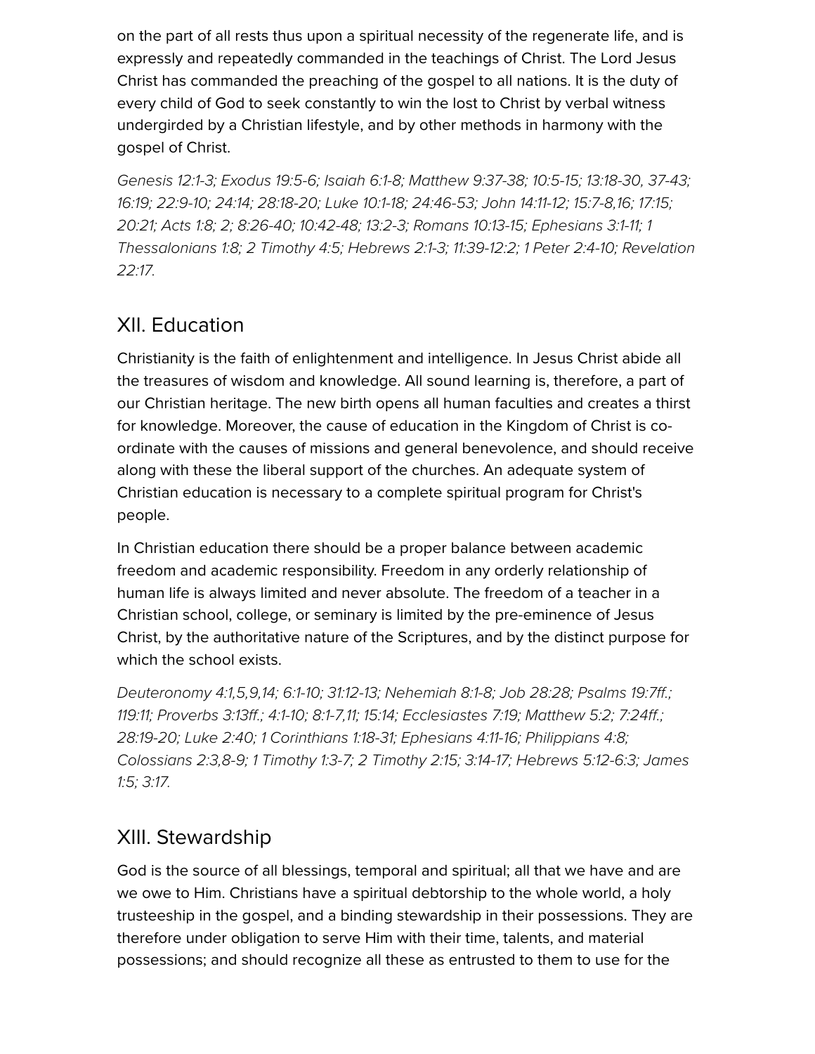on the part of all rests thus upon a spiritual necessity of the regenerate life, and is expressly and repeatedly commanded in the teachings of Christ. The Lord Jesus Christ has commanded the preaching of the gospel to all nations. It is the duty of every child of God to seek constantly to win the lost to Christ by verbal witness undergirded by a Christian lifestyle, and by other methods in harmony with the gospel of Christ.

*Genesis 12:1-3; Exodus 19:5-6; Isaiah 6:1-8; Matthew 9:37-38; 10:5-15; 13:18-30, 37-43; 16:19; 22:9-10; 24:14; 28:18-20; Luke 10:1-18; 24:46-53; John 14:11-12; 15:7-8,16; 17:15; 20:21; Acts 1:8; 2; 8:26-40; 10:42-48; 13:2-3; Romans 10:13-15; Ephesians 3:1-11; 1 Thessalonians 1:8; 2 Timothy 4:5; Hebrews 2:1-3; 11:39-12:2; 1 Peter 2:4-10; Revelation 22:17.*

## XII. Education

Christianity is the faith of enlightenment and intelligence. In Jesus Christ abide all the treasures of wisdom and knowledge. All sound learning is, therefore, a part of our Christian heritage. The new birth opens all human faculties and creates a thirst for knowledge. Moreover, the cause of education in the Kingdom of Christ is co-ordinate with the causes of missions and general benevolence, and should receive along with these the liberal support of the churches. An adequate system of Christian education is necessary to a complete spiritual program for Christ's people.

In Christian education there should be a proper balance between academic freedom and academic responsibility. Freedom in any orderly relationship of human life is always limited and never absolute. The freedom of a teacher in a Christian school, college, or seminary is limited by the pre-eminence of Jesus Christ, by the authoritative nature of the Scriptures, and by the distinct purpose for which the school exists.

*Deuteronomy 4:1,5,9,14; 6:1-10; 31:12-13; Nehemiah 8:1-8; Job 28:28; Psalms 19:7ff.; 119:11; Proverbs 3:13ff.; 4:1-10; 8:1-7,11; 15:14; Ecclesiastes 7:19; Matthew 5:2; 7:24ff.; 28:19-20; Luke 2:40; 1 Corinthians 1:18-31; Ephesians 4:11-16; Philippians 4:8; Colossians 2:3,8-9; 1 Timothy 1:3-7; 2 Timothy 2:15; 3:14-17; Hebrews 5:12-6:3; James 1:5; 3:17.*

## XIII. Stewardship

God is the source of all blessings, temporal and spiritual; all that we have and are we owe to Him. Christians have a spiritual debtorship to the whole world, a holy trusteeship in the gospel, and a binding stewardship in their possessions. They are therefore under obligation to serve Him with their time, talents, and material possessions; and should recognize all these as entrusted to them to use for the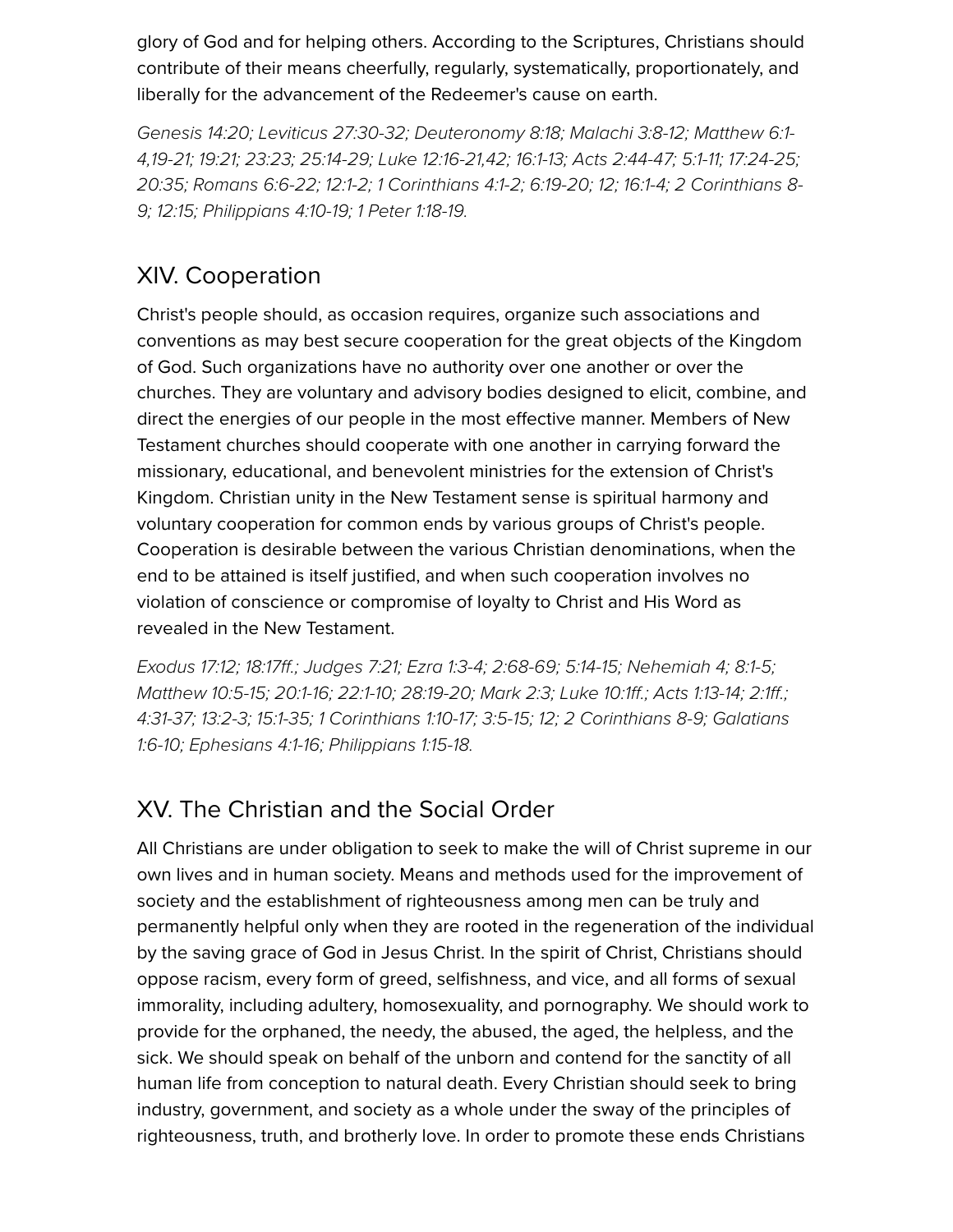glory of God and for helping others. According to the Scriptures, Christians should contribute of their means cheerfully, regularly, systematically, proportionately, and liberally for the advancement of the Redeemer's cause on earth.

*Genesis 14:20; Leviticus 27:30-32; Deuteronomy 8:18; Malachi 3:8-12; Matthew 6:1-4,19-21; 19:21; 23:23; 25:14-29; Luke 12:16-21,42; 16:1-13; Acts 2:44-47; 5:1-11; 17:24-25; 20:35; Romans 6:6-22; 12:1-2; 1 Corinthians 4:1-2; 6:19-20; 12; 16:1-4; 2 Corinthians 8-9; 12:15; Philippians 4:10-19; 1 Peter 1:18-19.*

## XIV. Cooperation

Christ's people should, as occasion requires, organize such associations and conventions as may best secure cooperation for the great objects of the Kingdom of God. Such organizations have no authority over one another or over the churches. They are voluntary and advisory bodies designed to elicit, combine, and direct the energies of our people in the most effective manner. Members of New Testament churches should cooperate with one another in carrying forward the missionary, educational, and benevolent ministries for the extension of Christ's Kingdom. Christian unity in the New Testament sense is spiritual harmony and voluntary cooperation for common ends by various groups of Christ's people. Cooperation is desirable between the various Christian denominations, when the end to be attained is itself justified, and when such cooperation involves no violation of conscience or compromise of loyalty to Christ and His Word as revealed in the New Testament.

*Exodus 17:12; 18:17ff.; Judges 7:21; Ezra 1:3-4; 2:68-69; 5:14-15; Nehemiah 4; 8:1-5; Matthew 10:5-15; 20:1-16; 22:1-10; 28:19-20; Mark 2:3; Luke 10:1ff.; Acts 1:13-14; 2:1ff.; 4:31-37; 13:2-3; 15:1-35; 1 Corinthians 1:10-17; 3:5-15; 12; 2 Corinthians 8-9; Galatians 1:6-10; Ephesians 4:1-16; Philippians 1:15-18.*

## XV. The Christian and the Social Order

All Christians are under obligation to seek to make the will of Christ supreme in our own lives and in human society. Means and methods used for the improvement of society and the establishment of righteousness among men can be truly and permanently helpful only when they are rooted in the regeneration of the individual by the saving grace of God in Jesus Christ. In the spirit of Christ, Christians should oppose racism, every form of greed, selfishness, and vice, and all forms of sexual immorality, including adultery, homosexuality, and pornography. We should work to provide for the orphaned, the needy, the abused, the aged, the helpless, and the sick. We should speak on behalf of the unborn and contend for the sanctity of all human life from conception to natural death. Every Christian should seek to bring industry, government, and society as a whole under the sway of the principles of righteousness, truth, and brotherly love. In order to promote these ends Christians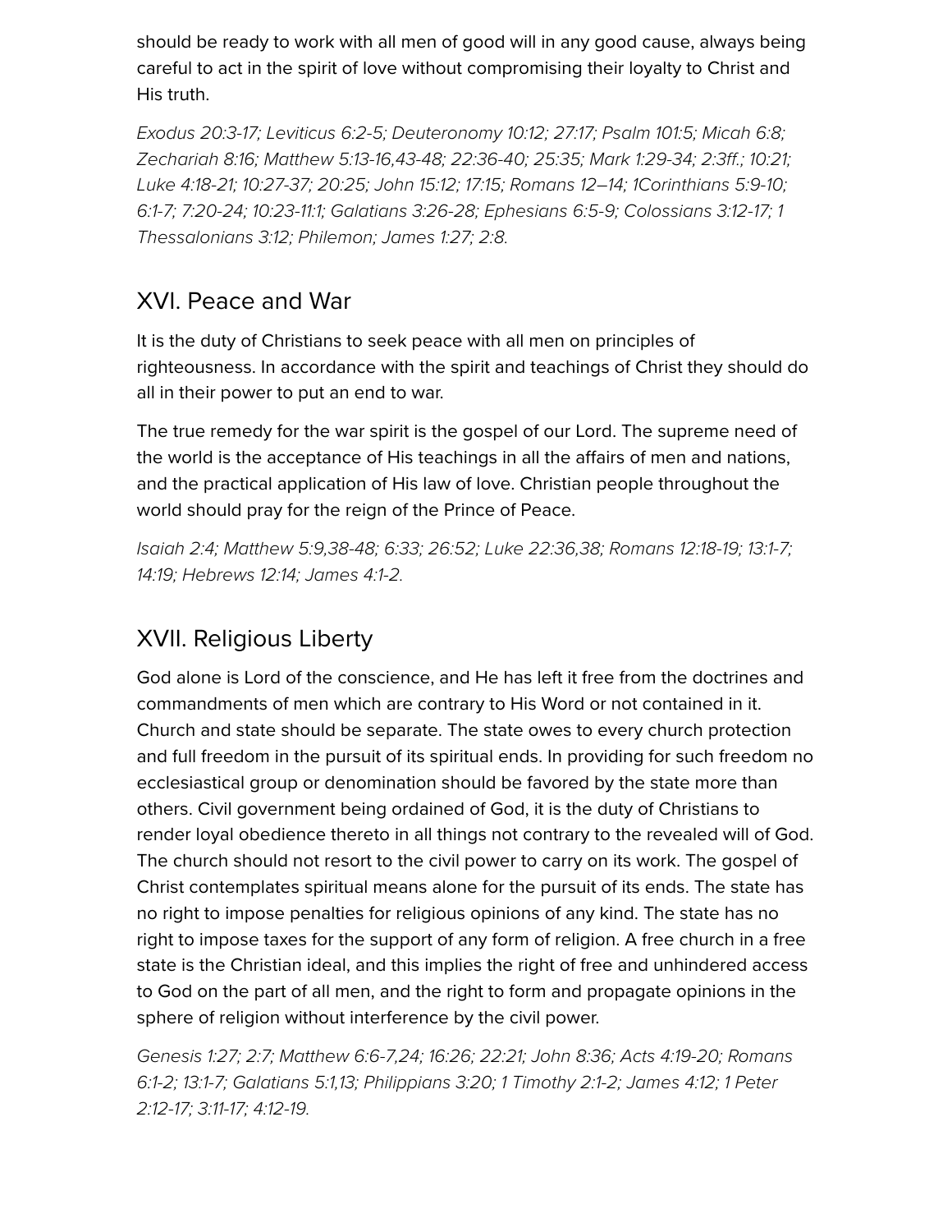should be ready to work with all men of good will in any good cause, always being careful to act in the spirit of love without compromising their loyalty to Christ and His truth.

*Exodus 20:3-17; Leviticus 6:2-5; Deuteronomy 10:12; 27:17; Psalm 101:5; Micah 6:8; Zechariah 8:16; Matthew 5:13-16,43-48; 22:36-40; 25:35; Mark 1:29-34; 2:3ff.; 10:21; Luke 4:18-21; 10:27-37; 20:25; John 15:12; 17:15; Romans 12–14; 1Corinthians 5:9-10; 6:1-7; 7:20-24; 10:23-11:1; Galatians 3:26-28; Ephesians 6:5-9; Colossians 3:12-17; 1 Thessalonians 3:12; Philemon; James 1:27; 2:8.*

## XVI. Peace and War

It is the duty of Christians to seek peace with all men on principles of righteousness. In accordance with the spirit and teachings of Christ they should do all in their power to put an end to war.

The true remedy for the war spirit is the gospel of our Lord. The supreme need of the world is the acceptance of His teachings in all the affairs of men and nations, and the practical application of His law of love. Christian people throughout the world should pray for the reign of the Prince of Peace.

*Isaiah 2:4; Matthew 5:9,38-48; 6:33; 26:52; Luke 22:36,38; Romans 12:18-19; 13:1-7; 14:19; Hebrews 12:14; James 4:1-2.*

## XVII. Religious Liberty

God alone is Lord of the conscience, and He has left it free from the doctrines and commandments of men which are contrary to His Word or not contained in it. Church and state should be separate. The state owes to every church protection and full freedom in the pursuit of its spiritual ends. In providing for such freedom no ecclesiastical group or denomination should be favored by the state more than others. Civil government being ordained of God, it is the duty of Christians to render loyal obedience thereto in all things not contrary to the revealed will of God. The church should not resort to the civil power to carry on its work. The gospel of Christ contemplates spiritual means alone for the pursuit of its ends. The state has no right to impose penalties for religious opinions of any kind. The state has no right to impose taxes for the support of any form of religion. A free church in a free state is the Christian ideal, and this implies the right of free and unhindered access to God on the part of all men, and the right to form and propagate opinions in the sphere of religion without interference by the civil power.

*Genesis 1:27; 2:7; Matthew 6:6-7,24; 16:26; 22:21; John 8:36; Acts 4:19-20; Romans 6:1-2; 13:1-7; Galatians 5:1,13; Philippians 3:20; 1 Timothy 2:1-2; James 4:12; 1 Peter 2:12-17; 3:11-17; 4:12-19.*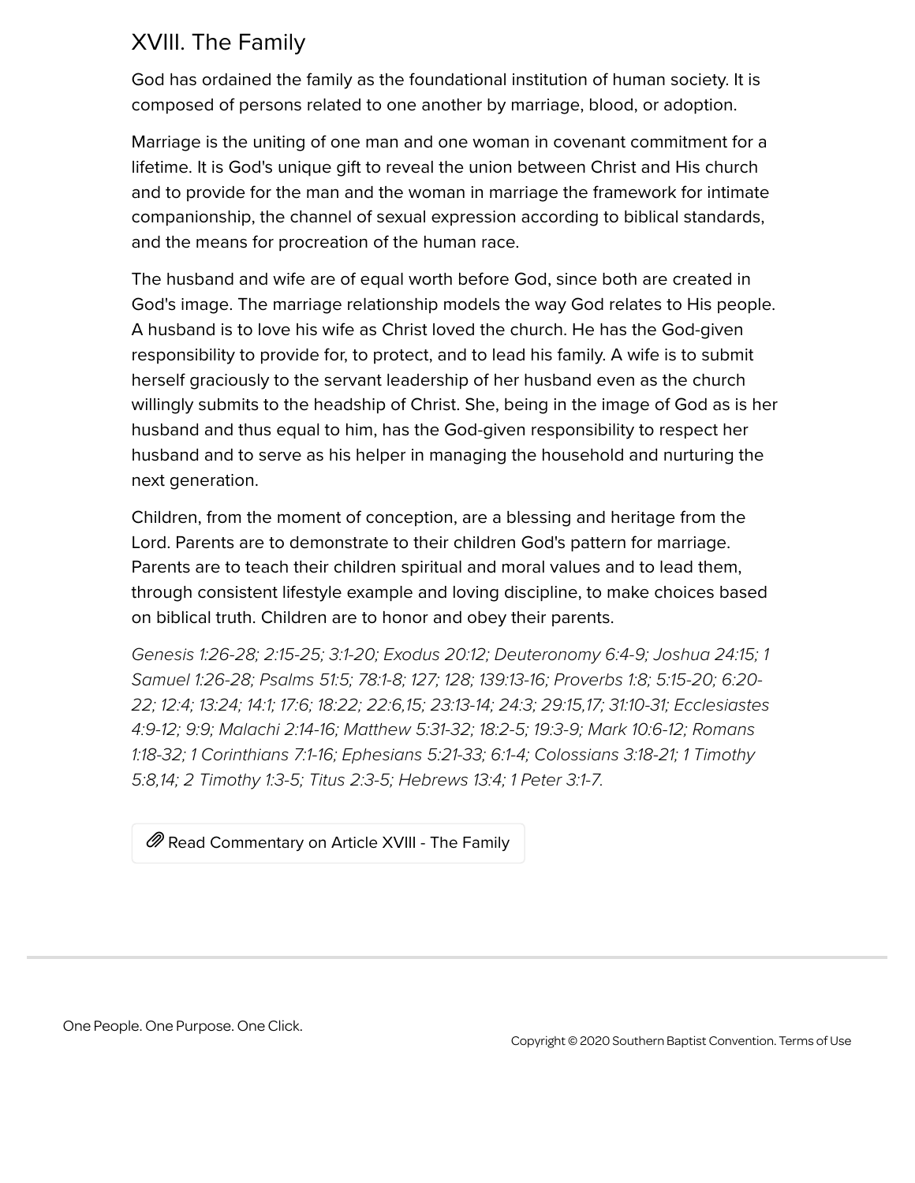## XVIII. The Family

God has ordained the family as the foundational institution of human society. It is composed of persons related to one another by marriage, blood, or adoption.

Marriage is the uniting of one man and one woman in covenant commitment for a lifetime. It is God's unique gift to reveal the union between Christ and His church and to provide for the man and the woman in marriage the framework for intimate companionship, the channel of sexual expression according to biblical standards, and the means for procreation of the human race.

The husband and wife are of equal worth before God, since both are created in God's image. The marriage relationship models the way God relates to His people. A husband is to love his wife as Christ loved the church. He has the God-given responsibility to provide for, to protect, and to lead his family. A wife is to submit herself graciously to the servant leadership of her husband even as the church willingly submits to the headship of Christ. She, being in the image of God as is her husband and thus equal to him, has the God-given responsibility to respect her husband and to serve as his helper in managing the household and nurturing the next generation.

Children, from the moment of conception, are a blessing and heritage from the Lord. Parents are to demonstrate to their children God's pattern for marriage. Parents are to teach their children spiritual and moral values and to lead them, through consistent lifestyle example and loving discipline, to make choices based on biblical truth. Children are to honor and obey their parents.

*Genesis 1:26-28; 2:15-25; 3:1-20; Exodus 20:12; Deuteronomy 6:4-9; Joshua 24:15; 1 Samuel 1:26-28; Psalms 51:5; 78:1-8; 127; 128; 139:13-16; Proverbs 1:8; 5:15-20; 6:20-22; 12:4; 13:24; 14:1; 17:6; 18:22; 22:6,15; 23:13-14; 24:3; 29:15,17; 31:10-31; Ecclesiastes 4:9-12; 9:9; Malachi 2:14-16; Matthew 5:31-32; 18:2-5; 19:3-9; Mark 10:6-12; Romans 1:18-32; 1 Corinthians 7:1-16; Ephesians 5:21-33; 6:1-4; Colossians 3:18-21; 1 Timothy 5:8,14; 2 Timothy 1:3-5; Titus 2:3-5; Hebrews 13:4; 1 Peter 3:1-7.*

Read Commentary on Article XVIII - The Family

One People. One Purpose. One Click.

Copyright © 2020 Southern Baptist Convention. Terms of Use